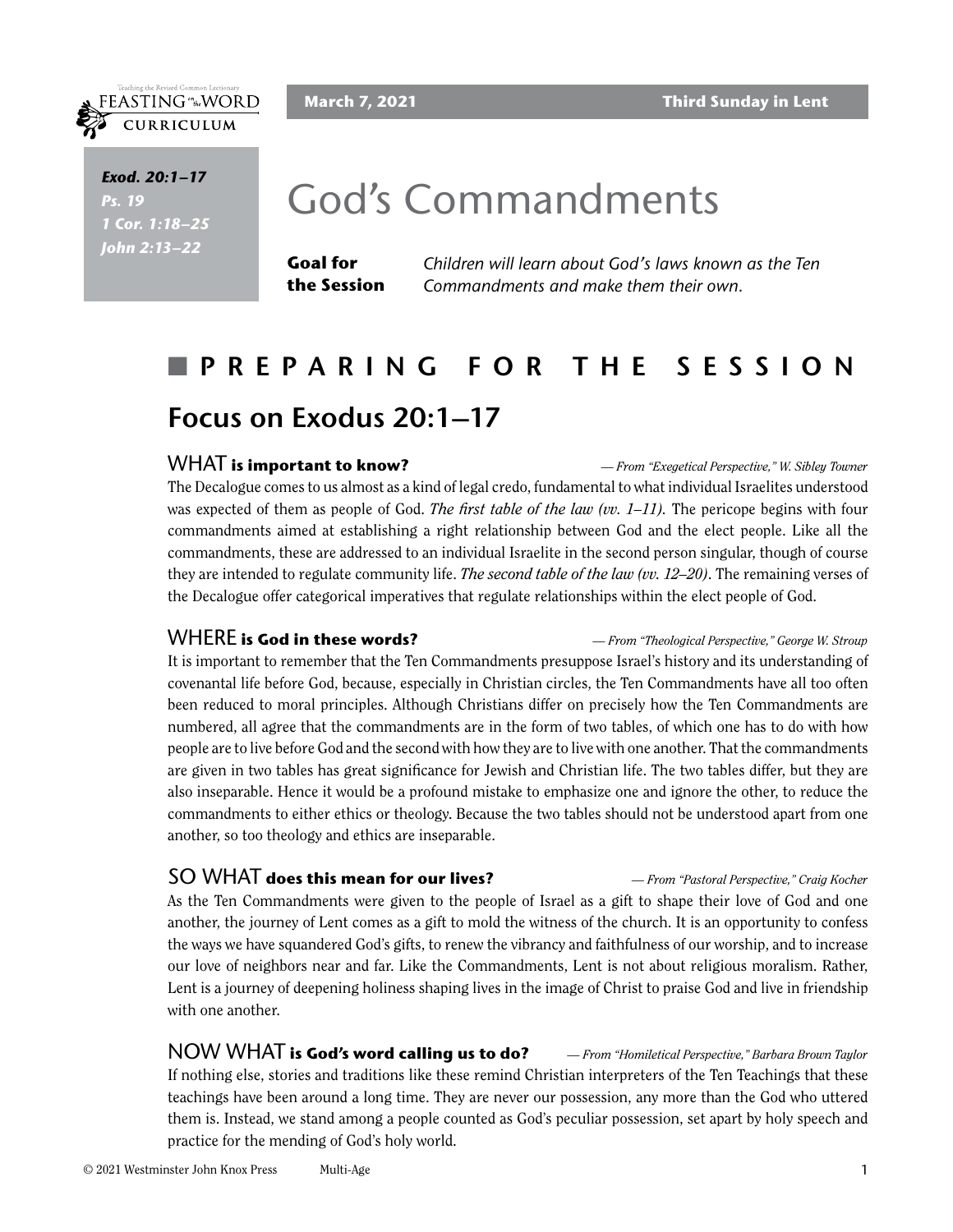March 7, 2021 — Third Sunday in Lent

*Exod. 20:1–17*
*Ps. 19*
*1 Cor. 1:18–25*
*John 2:13–22*

# God's Commandments

**Goal for the Session** *Children will learn about God's laws known as the Ten Commandments and make them their own.*

## PREPARING FOR THE SESSION

## Focus on Exodus 20:1–17

### WHAT is important to know?

*— From "Exegetical Perspective," W. Sibley Towner*

The Decalogue comes to us almost as a kind of legal credo, fundamental to what individual Israelites understood was expected of them as people of God. *The first table of the law (vv. 1–11).* The pericope begins with four commandments aimed at establishing a right relationship between God and the elect people. Like all the commandments, these are addressed to an individual Israelite in the second person singular, though of course they are intended to regulate community life. *The second table of the law (vv. 12–20)*. The remaining verses of the Decalogue offer categorical imperatives that regulate relationships within the elect people of God.

### WHERE is God in these words?

*— From "Theological Perspective," George W. Stroup*

It is important to remember that the Ten Commandments presuppose Israel's history and its understanding of covenantal life before God, because, especially in Christian circles, the Ten Commandments have all too often been reduced to moral principles. Although Christians differ on precisely how the Ten Commandments are numbered, all agree that the commandments are in the form of two tables, of which one has to do with how people are to live before God and the second with how they are to live with one another. That the commandments are given in two tables has great significance for Jewish and Christian life. The two tables differ, but they are also inseparable. Hence it would be a profound mistake to emphasize one and ignore the other, to reduce the commandments to either ethics or theology. Because the two tables should not be understood apart from one another, so too theology and ethics are inseparable.

### SO WHAT does this mean for our lives?

*— From "Pastoral Perspective," Craig Kocher*

As the Ten Commandments were given to the people of Israel as a gift to shape their love of God and one another, the journey of Lent comes as a gift to mold the witness of the church. It is an opportunity to confess the ways we have squandered God's gifts, to renew the vibrancy and faithfulness of our worship, and to increase our love of neighbors near and far. Like the Commandments, Lent is not about religious moralism. Rather, Lent is a journey of deepening holiness shaping lives in the image of Christ to praise God and live in friendship with one another.

### NOW WHAT is God's word calling us to do?

*— From "Homiletical Perspective," Barbara Brown Taylor*

If nothing else, stories and traditions like these remind Christian interpreters of the Ten Teachings that these teachings have been around a long time. They are never our possession, any more than the God who uttered them is. Instead, we stand among a people counted as God's peculiar possession, set apart by holy speech and practice for the mending of God's holy world.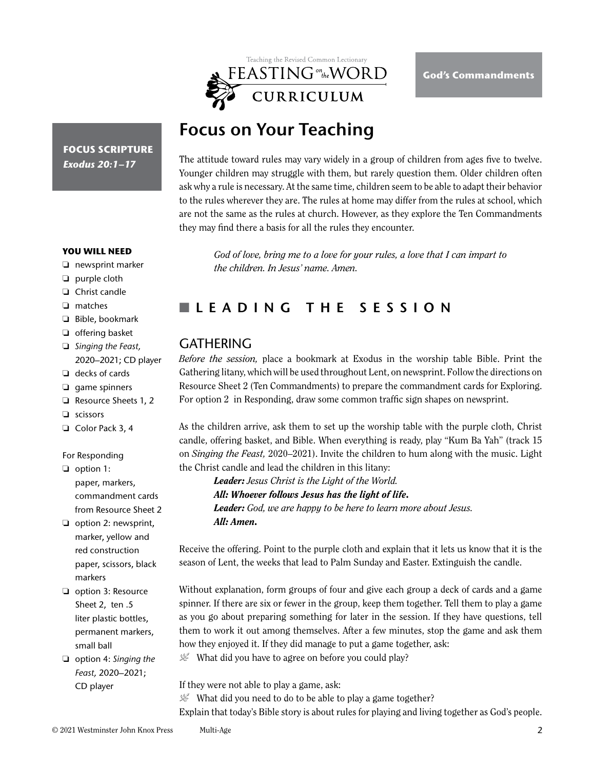God's Commandments

# Focus on Your Teaching

**FOCUS SCRIPTURE**
***Exodus 20:1–17***

The attitude toward rules may vary widely in a group of children from ages five to twelve. Younger children may struggle with them, but rarely question them. Older children often ask why a rule is necessary. At the same time, children seem to be able to adapt their behavior to the rules wherever they are. The rules at home may differ from the rules at school, which are not the same as the rules at church. However, as they explore the Ten Commandments they may find there a basis for all the rules they encounter.

*God of love, bring me to a love for your rules, a love that I can impart to the children. In Jesus' name. Amen.*

**YOU WILL NEED**

- ❑ newsprint marker
- ❑ purple cloth
- ❑ Christ candle
- ❑ matches
- ❑ Bible, bookmark
- ❑ offering basket
- ❑ *Singing the Feast,* 2020–2021; CD player
- ❑ decks of cards
- ❑ game spinners
- ❑ Resource Sheets 1, 2
- ❑ scissors
- ❑ Color Pack 3, 4

For Responding

- ❑ option 1: paper, markers, commandment cards from Resource Sheet 2
- ❑ option 2: newsprint, marker, yellow and red construction paper, scissors, black markers
- ❑ option 3: Resource Sheet 2, ten .5 liter plastic bottles, permanent markers, small ball
- ❑ option 4: *Singing the Feast,* 2020–2021; CD player

## LEADING THE SESSION

### GATHERING

*Before the session,* place a bookmark at Exodus in the worship table Bible. Print the Gathering litany, which will be used throughout Lent, on newsprint. Follow the directions on Resource Sheet 2 (Ten Commandments) to prepare the commandment cards for Exploring. For option 2 in Responding, draw some common traffic sign shapes on newsprint.

As the children arrive, ask them to set up the worship table with the purple cloth, Christ candle, offering basket, and Bible. When everything is ready, play "Kum Ba Yah" (track 15 on *Singing the Feast,* 2020–2021). Invite the children to hum along with the music. Light the Christ candle and lead the children in this litany:

> ***Leader:*** *Jesus Christ is the Light of the World.*
> ***All: Whoever follows Jesus has the light of life.***
> ***Leader:*** *God, we are happy to be here to learn more about Jesus.*
> ***All: Amen.***

Receive the offering. Point to the purple cloth and explain that it lets us know that it is the season of Lent, the weeks that lead to Palm Sunday and Easter. Extinguish the candle.

Without explanation, form groups of four and give each group a deck of cards and a game spinner. If there are six or fewer in the group, keep them together. Tell them to play a game as you go about preparing something for later in the session. If they have questions, tell them to work it out among themselves. After a few minutes, stop the game and ask them how they enjoyed it. If they did manage to put a game together, ask:

- What did you have to agree on before you could play?

If they were not able to play a game, ask:

- What did you need to do to be able to play a game together?

Explain that today's Bible story is about rules for playing and living together as God's people.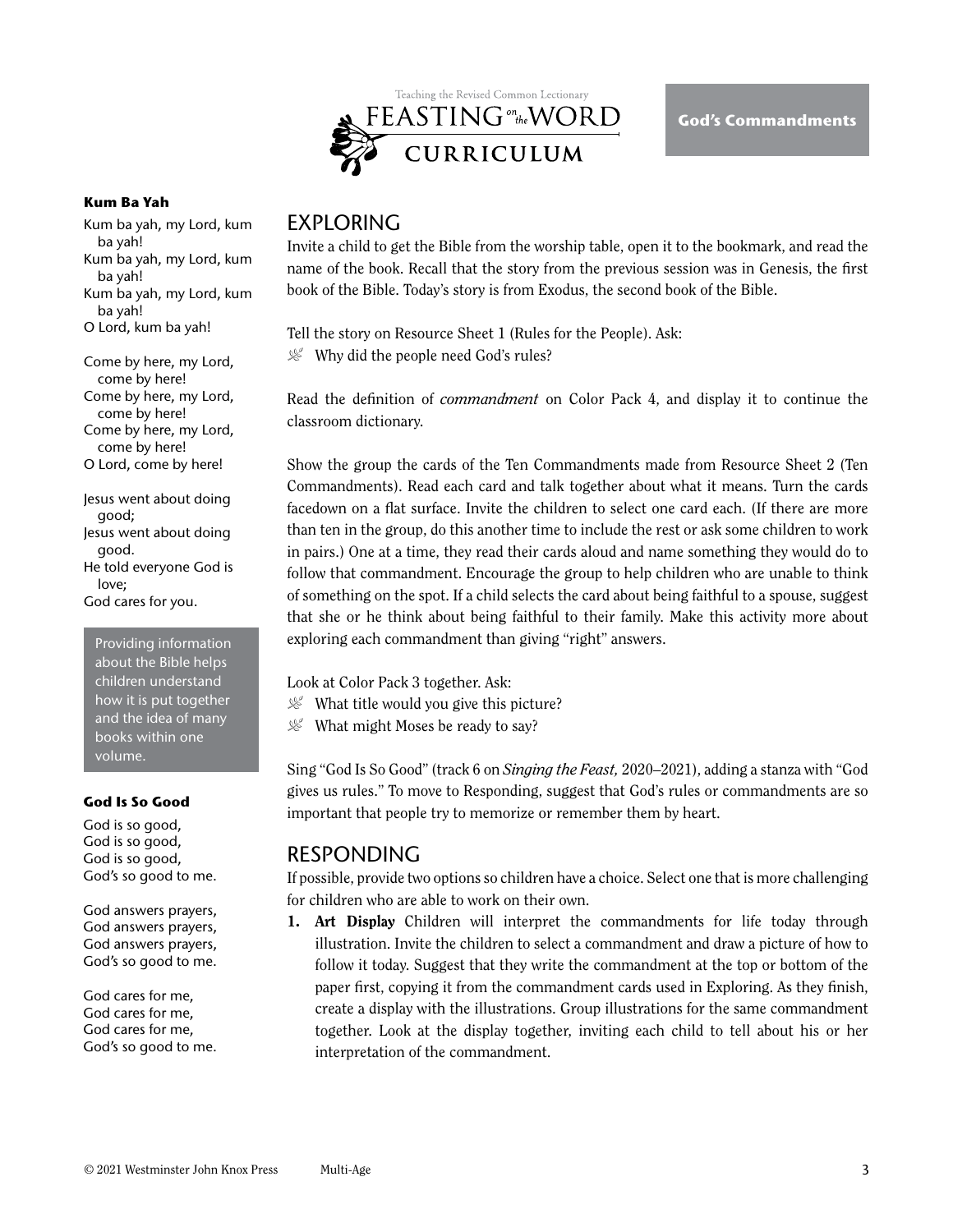# EXPLORING

Invite a child to get the Bible from the worship table, open it to the bookmark, and read the name of the book. Recall that the story from the previous session was in Genesis, the first book of the Bible. Today's story is from Exodus, the second book of the Bible.

Tell the story on Resource Sheet 1 (Rules for the People). Ask:

- Why did the people need God's rules?

Read the definition of *commandment* on Color Pack 4, and display it to continue the classroom dictionary.

Show the group the cards of the Ten Commandments made from Resource Sheet 2 (Ten Commandments). Read each card and talk together about what it means. Turn the cards facedown on a flat surface. Invite the children to select one card each. (If there are more than ten in the group, do this another time to include the rest or ask some children to work in pairs.) One at a time, they read their cards aloud and name something they would do to follow that commandment. Encourage the group to help children who are unable to think of something on the spot. If a child selects the card about being faithful to a spouse, suggest that she or he think about being faithful to their family. Make this activity more about exploring each commandment than giving "right" answers.

Look at Color Pack 3 together. Ask:

- What title would you give this picture?
- What might Moses be ready to say?

Sing "God Is So Good" (track 6 on *Singing the Feast,* 2020–2021), adding a stanza with "God gives us rules." To move to Responding, suggest that God's rules or commandments are so important that people try to memorize or remember them by heart.

# RESPONDING

If possible, provide two options so children have a choice. Select one that is more challenging for children who are able to work on their own.

1. **Art Display** Children will interpret the commandments for life today through illustration. Invite the children to select a commandment and draw a picture of how to follow it today. Suggest that they write the commandment at the top or bottom of the paper first, copying it from the commandment cards used in Exploring. As they finish, create a display with the illustrations. Group illustrations for the same commandment together. Look at the display together, inviting each child to tell about his or her interpretation of the commandment.

---

**Kum Ba Yah**

Kum ba yah, my Lord, kum ba yah!
Kum ba yah, my Lord, kum ba yah!
Kum ba yah, my Lord, kum ba yah!
O Lord, kum ba yah!

Come by here, my Lord, come by here!
Come by here, my Lord, come by here!
Come by here, my Lord, come by here!
O Lord, come by here!

Jesus went about doing good;
Jesus went about doing good.
He told everyone God is love;
God cares for you.

> Providing information about the Bible helps children understand how it is put together and the idea of many books within one volume.

**God Is So Good**

God is so good,
God is so good,
God is so good,
God's so good to me.

God answers prayers,
God answers prayers,
God answers prayers,
God's so good to me.

God cares for me,
God cares for me,
God cares for me,
God's so good to me.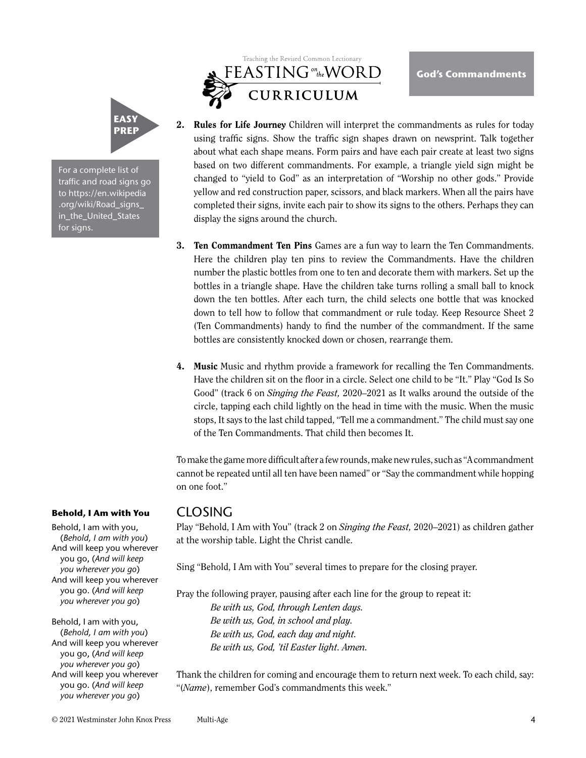**EASY PREP**

For a complete list of traffic and road signs go to https://en.wikipedia.org/wiki/Road_signs_in_the_United_States for signs.

2. **Rules for Life Journey** Children will interpret the commandments as rules for today using traffic signs. Show the traffic sign shapes drawn on newsprint. Talk together about what each shape means. Form pairs and have each pair create at least two signs based on two different commandments. For example, a triangle yield sign might be changed to "yield to God" as an interpretation of "Worship no other gods." Provide yellow and red construction paper, scissors, and black markers. When all the pairs have completed their signs, invite each pair to show its signs to the others. Perhaps they can display the signs around the church.

3. **Ten Commandment Ten Pins** Games are a fun way to learn the Ten Commandments. Here the children play ten pins to review the Commandments. Have the children number the plastic bottles from one to ten and decorate them with markers. Set up the bottles in a triangle shape. Have the children take turns rolling a small ball to knock down the ten bottles. After each turn, the child selects one bottle that was knocked down to tell how to follow that commandment or rule today. Keep Resource Sheet 2 (Ten Commandments) handy to find the number of the commandment. If the same bottles are consistently knocked down or chosen, rearrange them.

4. **Music** Music and rhythm provide a framework for recalling the Ten Commandments. Have the children sit on the floor in a circle. Select one child to be "It." Play "God Is So Good" (track 6 on *Singing the Feast,* 2020–2021 as It walks around the outside of the circle, tapping each child lightly on the head in time with the music. When the music stops, It says to the last child tapped, "Tell me a commandment." The child must say one of the Ten Commandments. That child then becomes It.

To make the game more difficult after a few rounds, make new rules, such as "A commandment cannot be repeated until all ten have been named" or "Say the commandment while hopping on one foot."

## CLOSING

Play "Behold, I Am with You" (track 2 on *Singing the Feast,* 2020–2021) as children gather at the worship table. Light the Christ candle.

Sing "Behold, I Am with You" several times to prepare for the closing prayer.

Pray the following prayer, pausing after each line for the group to repeat it:

*Be with us, God, through Lenten days.*
*Be with us, God, in school and play.*
*Be with us, God, each day and night.*
*Be with us, God, 'til Easter light. Amen.*

Thank the children for coming and encourage them to return next week. To each child, say: "(*Name*), remember God's commandments this week."

**Behold, I Am with You**

Behold, I am with you,
(*Behold, I am with you*)
And will keep you wherever you go, (*And will keep you wherever you go*)
And will keep you wherever you go. (*And will keep you wherever you go*)

Behold, I am with you,
(*Behold, I am with you*)
And will keep you wherever you go, (*And will keep you wherever you go*)
And will keep you wherever you go. (*And will keep you wherever you go*)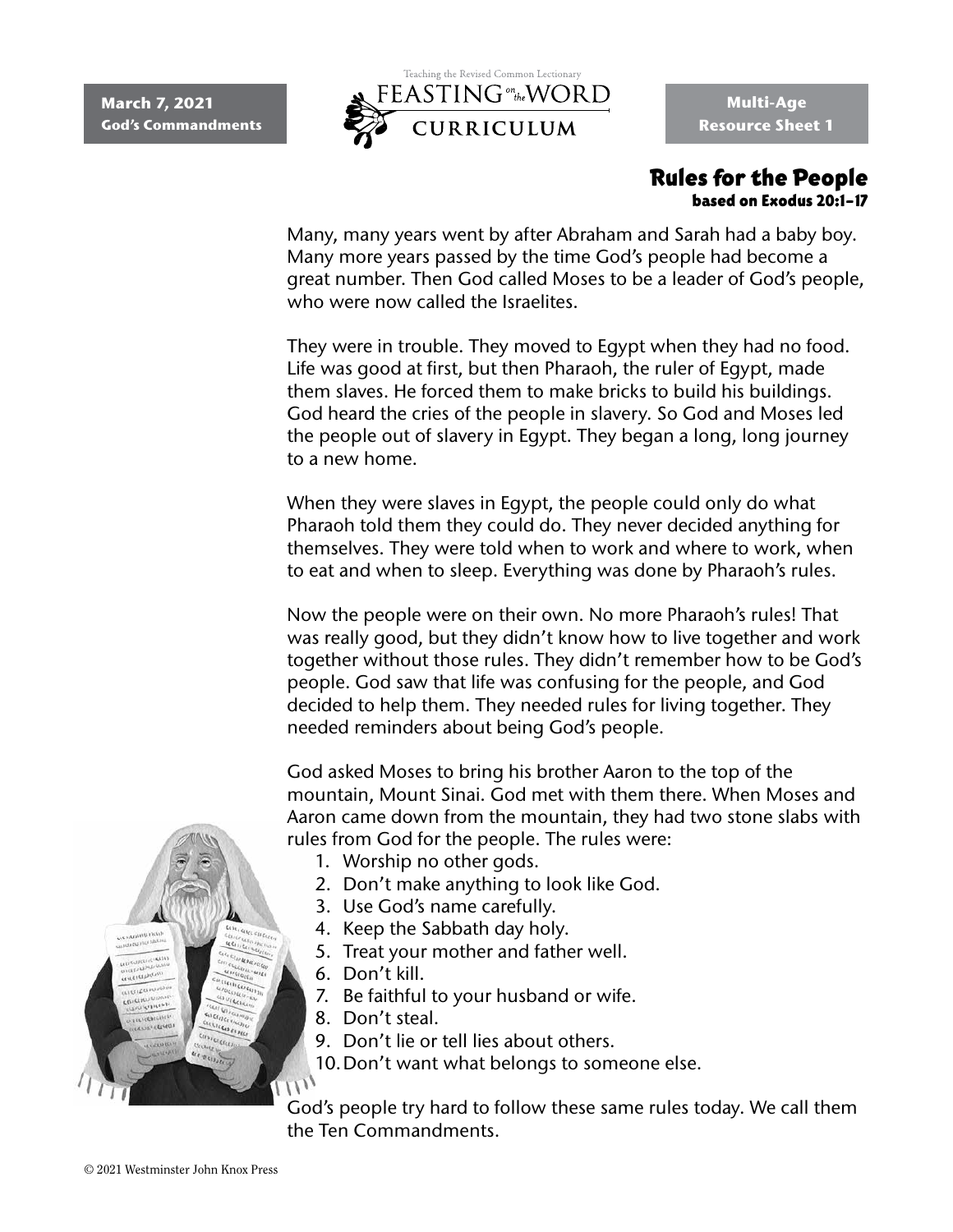March 7, 2021
God's Commandments

Multi-Age
Resource Sheet 1

## Rules for the People

**based on Exodus 20:1–17**

Many, many years went by after Abraham and Sarah had a baby boy. Many more years passed by the time God's people had become a great number. Then God called Moses to be a leader of God's people, who were now called the Israelites.

They were in trouble. They moved to Egypt when they had no food. Life was good at first, but then Pharaoh, the ruler of Egypt, made them slaves. He forced them to make bricks to build his buildings. God heard the cries of the people in slavery. So God and Moses led the people out of slavery in Egypt. They began a long, long journey to a new home.

When they were slaves in Egypt, the people could only do what Pharaoh told them they could do. They never decided anything for themselves. They were told when to work and where to work, when to eat and when to sleep. Everything was done by Pharaoh's rules.

Now the people were on their own. No more Pharaoh's rules! That was really good, but they didn't know how to live together and work together without those rules. They didn't remember how to be God's people. God saw that life was confusing for the people, and God decided to help them. They needed rules for living together. They needed reminders about being God's people.

God asked Moses to bring his brother Aaron to the top of the mountain, Mount Sinai. God met with them there. When Moses and Aaron came down from the mountain, they had two stone slabs with rules from God for the people. The rules were:

1. Worship no other gods.
2. Don't make anything to look like God.
3. Use God's name carefully.
4. Keep the Sabbath day holy.
5. Treat your mother and father well.
6. Don't kill.
7. Be faithful to your husband or wife.
8. Don't steal.
9. Don't lie or tell lies about others.
10. Don't want what belongs to someone else.

God's people try hard to follow these same rules today. We call them the Ten Commandments.

© 2021 Westminster John Knox Press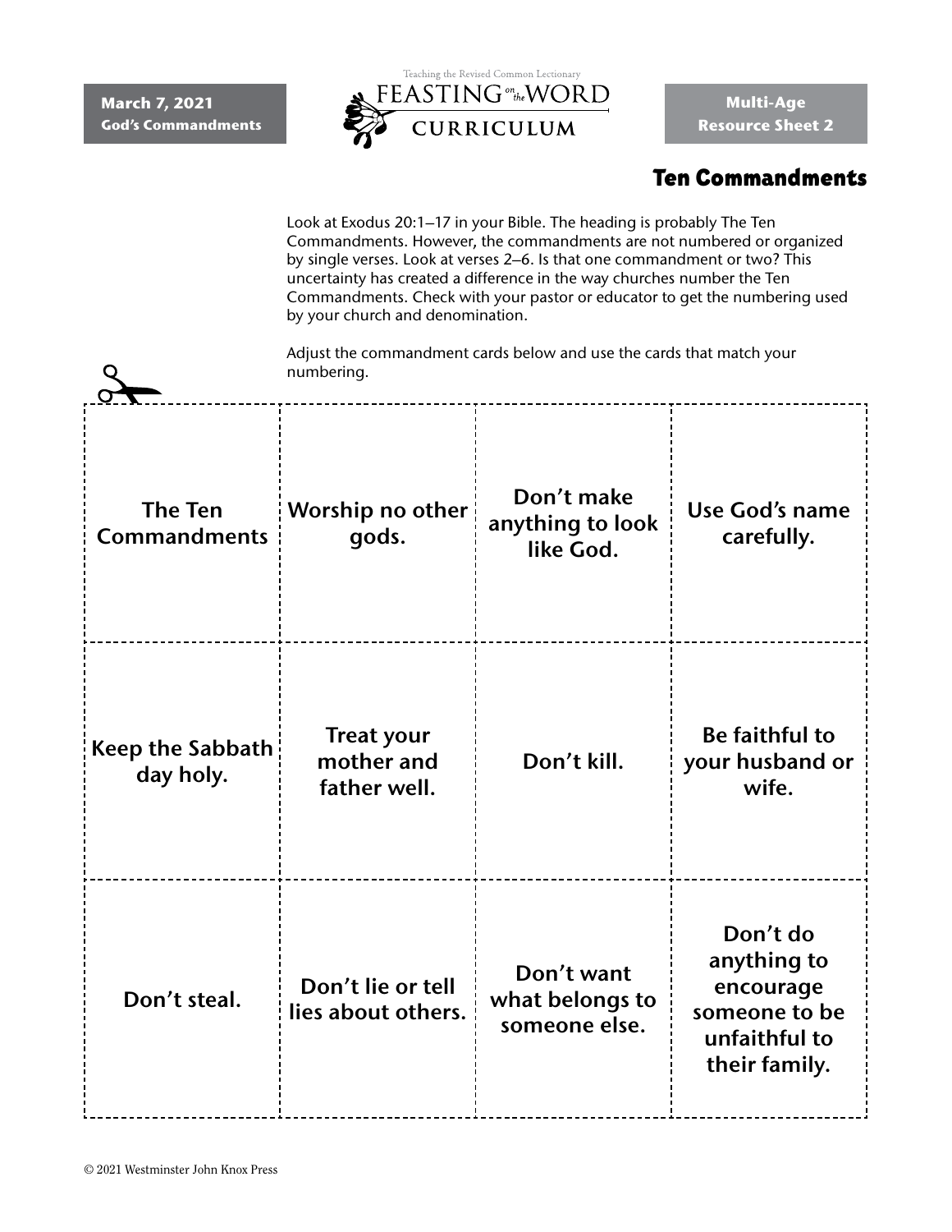March 7, 2021
God's Commandments

Teaching the Revised Common Lectionary
FEASTING on the WORD
CURRICULUM

Multi-Age
Resource Sheet 2

## Ten Commandments

Look at Exodus 20:1–17 in your Bible. The heading is probably The Ten Commandments. However, the commandments are not numbered or organized by single verses. Look at verses 2–6. Is that one commandment or two? This uncertainty has created a difference in the way churches number the Ten Commandments. Check with your pastor or educator to get the numbering used by your church and denomination.

Adjust the commandment cards below and use the cards that match your numbering.

| | | | |
|---|---|---|---|
| **The Ten Commandments** | **Worship no other gods.** | **Don't make anything to look like God.** | **Use God's name carefully.** |
| **Keep the Sabbath day holy.** | **Treat your mother and father well.** | **Don't kill.** | **Be faithful to your husband or wife.** |
| **Don't steal.** | **Don't lie or tell lies about others.** | **Don't want what belongs to someone else.** | **Don't do anything to encourage someone to be unfaithful to their family.** |

© 2021 Westminster John Knox Press